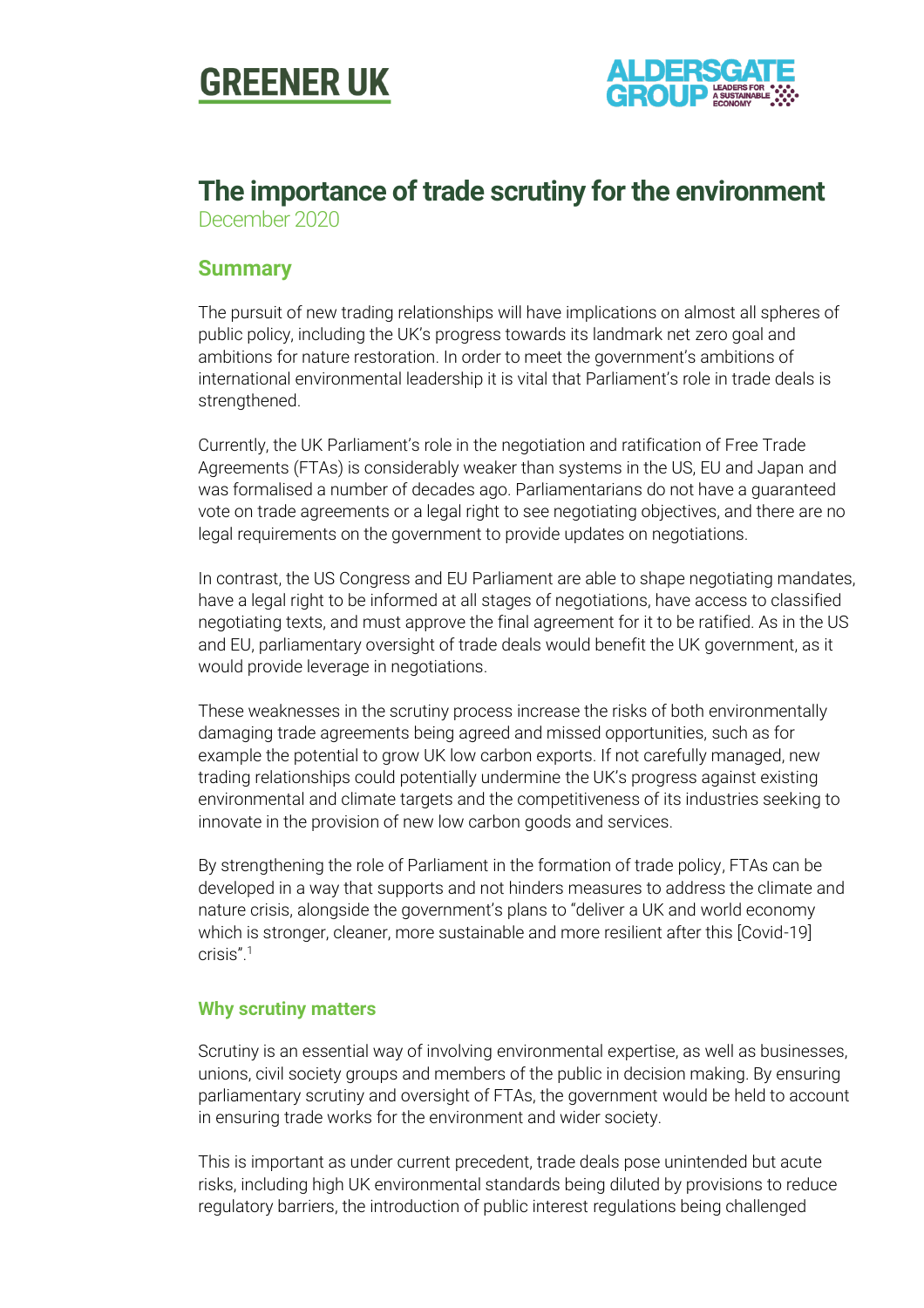GREENER UK

ALDERSGATE GROUP LEADERS FOR A SUSTAINABLE ECONOMY

# The importance of trade scrutiny for the environment

December 2020

## Summary

The pursuit of new trading relationships will have implications on almost all spheres of public policy, including the UK's progress towards its landmark net zero goal and ambitions for nature restoration. In order to meet the government's ambitions of international environmental leadership it is vital that Parliament's role in trade deals is strengthened.

Currently, the UK Parliament's role in the negotiation and ratification of Free Trade Agreements (FTAs) is considerably weaker than systems in the US, EU and Japan and was formalised a number of decades ago. Parliamentarians do not have a guaranteed vote on trade agreements or a legal right to see negotiating objectives, and there are no legal requirements on the government to provide updates on negotiations.

In contrast, the US Congress and EU Parliament are able to shape negotiating mandates, have a legal right to be informed at all stages of negotiations, have access to classified negotiating texts, and must approve the final agreement for it to be ratified. As in the US and EU, parliamentary oversight of trade deals would benefit the UK government, as it would provide leverage in negotiations.

These weaknesses in the scrutiny process increase the risks of both environmentally damaging trade agreements being agreed and missed opportunities, such as for example the potential to grow UK low carbon exports. If not carefully managed, new trading relationships could potentially undermine the UK's progress against existing environmental and climate targets and the competitiveness of its industries seeking to innovate in the provision of new low carbon goods and services.

By strengthening the role of Parliament in the formation of trade policy, FTAs can be developed in a way that supports and not hinders measures to address the climate and nature crisis, alongside the government's plans to "deliver a UK and world economy which is stronger, cleaner, more sustainable and more resilient after this [Covid-19] crisis".[1]

### Why scrutiny matters

Scrutiny is an essential way of involving environmental expertise, as well as businesses, unions, civil society groups and members of the public in decision making. By ensuring parliamentary scrutiny and oversight of FTAs, the government would be held to account in ensuring trade works for the environment and wider society.

This is important as under current precedent, trade deals pose unintended but acute risks, including high UK environmental standards being diluted by provisions to reduce regulatory barriers, the introduction of public interest regulations being challenged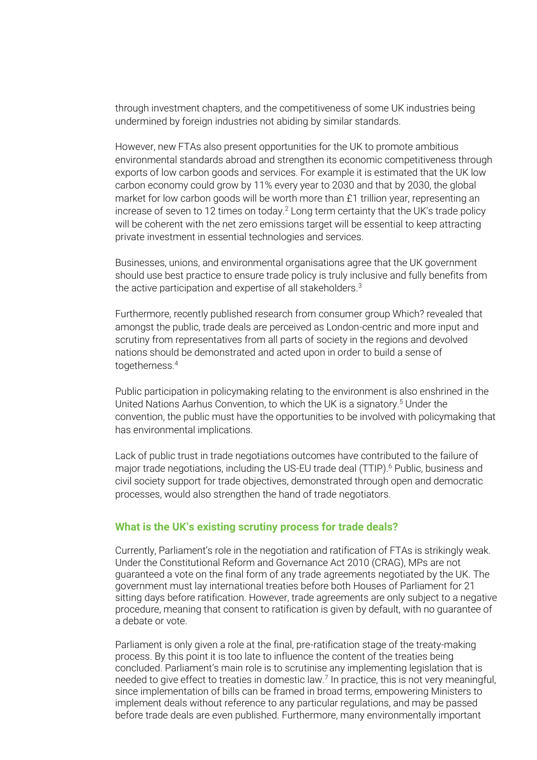through investment chapters, and the competitiveness of some UK industries being undermined by foreign industries not abiding by similar standards.

However, new FTAs also present opportunities for the UK to promote ambitious environmental standards abroad and strengthen its economic competitiveness through exports of low carbon goods and services. For example it is estimated that the UK low carbon economy could grow by 11% every year to 2030 and that by 2030, the global market for low carbon goods will be worth more than £1 trillion year, representing an increase of seven to 12 times on today.[2] Long term certainty that the UK's trade policy will be coherent with the net zero emissions target will be essential to keep attracting private investment in essential technologies and services.

Businesses, unions, and environmental organisations agree that the UK government should use best practice to ensure trade policy is truly inclusive and fully benefits from the active participation and expertise of all stakeholders.[3]

Furthermore, recently published research from consumer group Which? revealed that amongst the public, trade deals are perceived as London-centric and more input and scrutiny from representatives from all parts of society in the regions and devolved nations should be demonstrated and acted upon in order to build a sense of togetherness.[4]

Public participation in policymaking relating to the environment is also enshrined in the United Nations Aarhus Convention, to which the UK is a signatory.[5] Under the convention, the public must have the opportunities to be involved with policymaking that has environmental implications.

Lack of public trust in trade negotiations outcomes have contributed to the failure of major trade negotiations, including the US-EU trade deal (TTIP).[6] Public, business and civil society support for trade objectives, demonstrated through open and democratic processes, would also strengthen the hand of trade negotiators.

### What is the UK's existing scrutiny process for trade deals?

Currently, Parliament's role in the negotiation and ratification of FTAs is strikingly weak. Under the Constitutional Reform and Governance Act 2010 (CRAG), MPs are not guaranteed a vote on the final form of any trade agreements negotiated by the UK. The government must lay international treaties before both Houses of Parliament for 21 sitting days before ratification. However, trade agreements are only subject to a negative procedure, meaning that consent to ratification is given by default, with no guarantee of a debate or vote.

Parliament is only given a role at the final, pre-ratification stage of the treaty-making process. By this point it is too late to influence the content of the treaties being concluded. Parliament's main role is to scrutinise any implementing legislation that is needed to give effect to treaties in domestic law.[7] In practice, this is not very meaningful, since implementation of bills can be framed in broad terms, empowering Ministers to implement deals without reference to any particular regulations, and may be passed before trade deals are even published. Furthermore, many environmentally important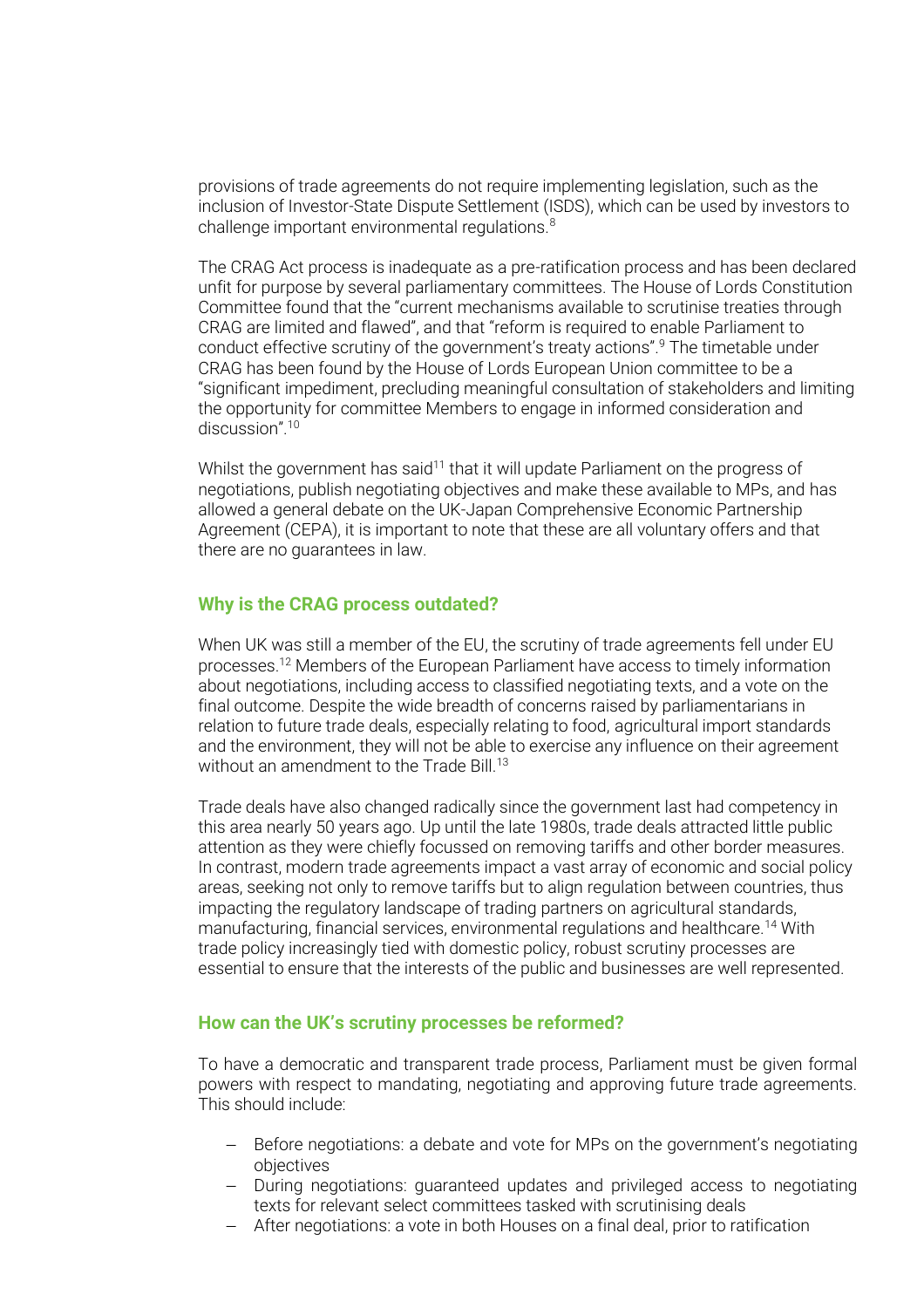provisions of trade agreements do not require implementing legislation, such as the inclusion of Investor-State Dispute Settlement (ISDS), which can be used by investors to challenge important environmental regulations.[8]

The CRAG Act process is inadequate as a pre-ratification process and has been declared unfit for purpose by several parliamentary committees. The House of Lords Constitution Committee found that the "current mechanisms available to scrutinise treaties through CRAG are limited and flawed", and that "reform is required to enable Parliament to conduct effective scrutiny of the government's treaty actions".[9] The timetable under CRAG has been found by the House of Lords European Union committee to be a "significant impediment, precluding meaningful consultation of stakeholders and limiting the opportunity for committee Members to engage in informed consideration and discussion".[10]

Whilst the government has said[11] that it will update Parliament on the progress of negotiations, publish negotiating objectives and make these available to MPs, and has allowed a general debate on the UK-Japan Comprehensive Economic Partnership Agreement (CEPA), it is important to note that these are all voluntary offers and that there are no guarantees in law.

### Why is the CRAG process outdated?

When UK was still a member of the EU, the scrutiny of trade agreements fell under EU processes.[12] Members of the European Parliament have access to timely information about negotiations, including access to classified negotiating texts, and a vote on the final outcome. Despite the wide breadth of concerns raised by parliamentarians in relation to future trade deals, especially relating to food, agricultural import standards and the environment, they will not be able to exercise any influence on their agreement without an amendment to the Trade Bill.[13]

Trade deals have also changed radically since the government last had competency in this area nearly 50 years ago. Up until the late 1980s, trade deals attracted little public attention as they were chiefly focussed on removing tariffs and other border measures. In contrast, modern trade agreements impact a vast array of economic and social policy areas, seeking not only to remove tariffs but to align regulation between countries, thus impacting the regulatory landscape of trading partners on agricultural standards, manufacturing, financial services, environmental regulations and healthcare.[14] With trade policy increasingly tied with domestic policy, robust scrutiny processes are essential to ensure that the interests of the public and businesses are well represented.

### How can the UK's scrutiny processes be reformed?

To have a democratic and transparent trade process, Parliament must be given formal powers with respect to mandating, negotiating and approving future trade agreements. This should include:

- Before negotiations: a debate and vote for MPs on the government's negotiating objectives
- During negotiations: guaranteed updates and privileged access to negotiating texts for relevant select committees tasked with scrutinising deals
- After negotiations: a vote in both Houses on a final deal, prior to ratification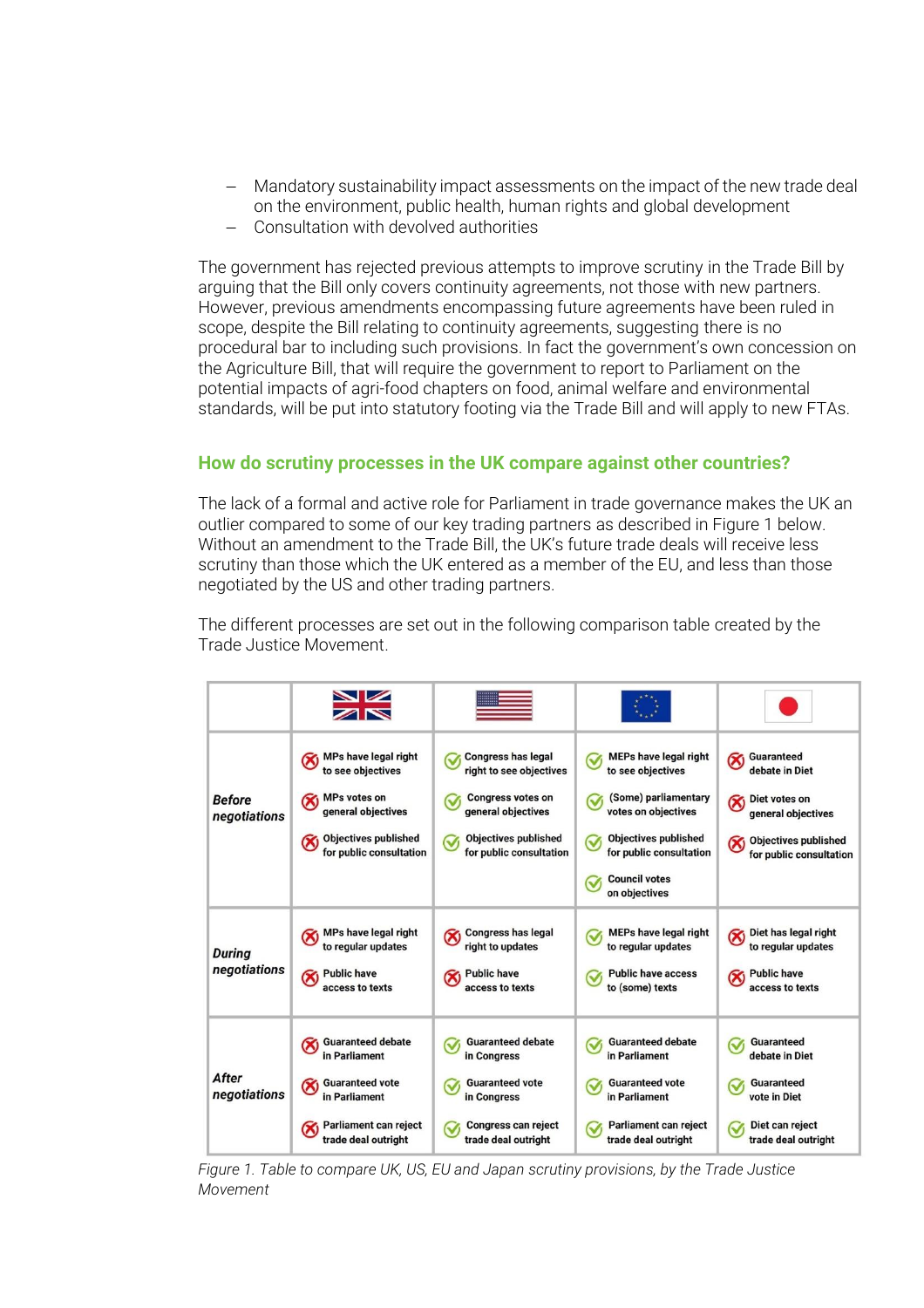- Mandatory sustainability impact assessments on the impact of the new trade deal on the environment, public health, human rights and global development
- Consultation with devolved authorities

The government has rejected previous attempts to improve scrutiny in the Trade Bill by arguing that the Bill only covers continuity agreements, not those with new partners. However, previous amendments encompassing future agreements have been ruled in scope, despite the Bill relating to continuity agreements, suggesting there is no procedural bar to including such provisions. In fact the government's own concession on the Agriculture Bill, that will require the government to report to Parliament on the potential impacts of agri-food chapters on food, animal welfare and environmental standards, will be put into statutory footing via the Trade Bill and will apply to new FTAs.

### How do scrutiny processes in the UK compare against other countries?

The lack of a formal and active role for Parliament in trade governance makes the UK an outlier compared to some of our key trading partners as described in Figure 1 below. Without an amendment to the Trade Bill, the UK's future trade deals will receive less scrutiny than those which the UK entered as a member of the EU, and less than those negotiated by the US and other trading partners.

The different processes are set out in the following comparison table created by the Trade Justice Movement.

| | UK | US | EU | Japan |
|---|---|---|---|---|
| ***Before negotiations*** | ✗ MPs have legal right to see objectives<br>✗ MPs votes on general objectives<br>✗ Objectives published for public consultation | ✓ Congress has legal right to see objectives<br>✓ Congress votes on general objectives<br>✓ Objectives published for public consultation | ✓ MEPs have legal right to see objectives<br>✓ (Some) parliamentary votes on objectives<br>✓ Objectives published for public consultation<br>✓ Council votes on objectives | ✗ Guaranteed debate in Diet<br>✗ Diet votes on general objectives<br>✗ Objectives published for public consultation |
| ***During negotiations*** | ✗ MPs have legal right to regular updates<br>✗ Public have access to texts | ✗ Congress has legal right to updates<br>✗ Public have access to texts | ✓ MEPs have legal right to regular updates<br>✓ Public have access to (some) texts | ✗ Diet has legal right to regular updates<br>✗ Public have access to texts |
| ***After negotiations*** | ✗ Guaranteed debate in Parliament<br>✗ Guaranteed vote in Parliament<br>✗ Parliament can reject trade deal outright | ✓ Guaranteed debate in Congress<br>✓ Guaranteed vote in Congress<br>✓ Congress can reject trade deal outright | ✓ Guaranteed debate in Parliament<br>✓ Guaranteed vote in Parliament<br>✓ Parliament can reject trade deal outright | ✓ Guaranteed debate in Diet<br>✓ Guaranteed vote in Diet<br>✓ Diet can reject trade deal outright |

*Figure 1. Table to compare UK, US, EU and Japan scrutiny provisions, by the Trade Justice Movement*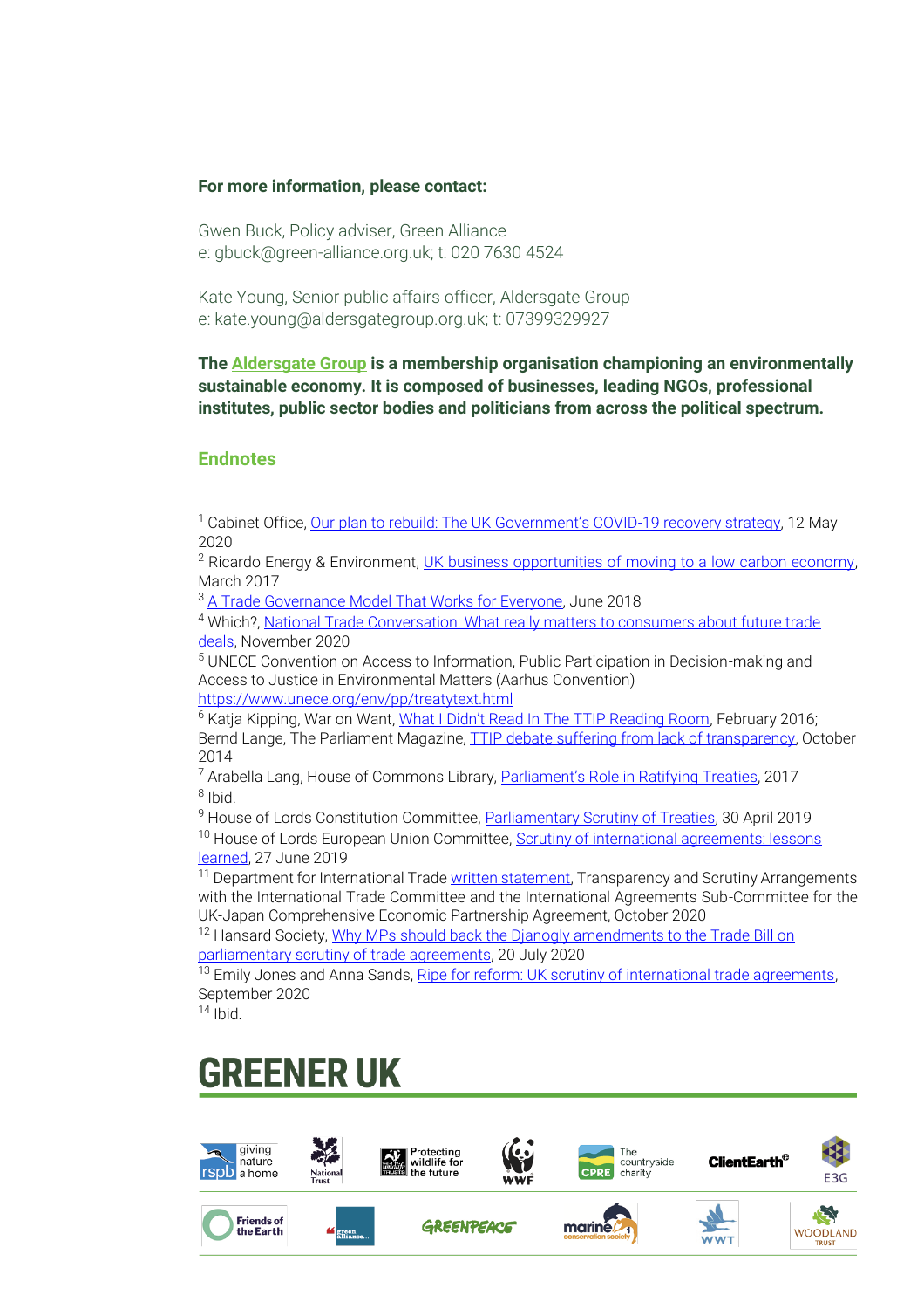**For more information, please contact:**

Gwen Buck, Policy adviser, Green Alliance
e: gbuck@green-alliance.org.uk; t: 020 7630 4524

Kate Young, Senior public affairs officer, Aldersgate Group
e: kate.young@aldersgategroup.org.uk; t: 07399329927

**The Aldersgate Group is a membership organisation championing an environmentally sustainable economy. It is composed of businesses, leading NGOs, professional institutes, public sector bodies and politicians from across the political spectrum.**

## Endnotes

[1] Cabinet Office, Our plan to rebuild: The UK Government's COVID-19 recovery strategy, 12 May 2020

[2] Ricardo Energy & Environment, UK business opportunities of moving to a low carbon economy, March 2017

[3] A Trade Governance Model That Works for Everyone, June 2018

[4] Which?, National Trade Conversation: What really matters to consumers about future trade deals, November 2020

[5] UNECE Convention on Access to Information, Public Participation in Decision-making and Access to Justice in Environmental Matters (Aarhus Convention) https://www.unece.org/env/pp/treatytext.html

[6] Katja Kipping, War on Want, What I Didn't Read In The TTIP Reading Room, February 2016; Bernd Lange, The Parliament Magazine, TTIP debate suffering from lack of transparency, October 2014

[7] Arabella Lang, House of Commons Library, Parliament's Role in Ratifying Treaties, 2017

[8] Ibid.

[9] House of Lords Constitution Committee, Parliamentary Scrutiny of Treaties, 30 April 2019

[10] House of Lords European Union Committee, Scrutiny of international agreements: lessons learned, 27 June 2019

[11] Department for International Trade written statement, Transparency and Scrutiny Arrangements with the International Trade Committee and the International Agreements Sub-Committee for the UK-Japan Comprehensive Economic Partnership Agreement, October 2020

[12] Hansard Society, Why MPs should back the Djanogly amendments to the Trade Bill on parliamentary scrutiny of trade agreements, 20 July 2020

[13] Emily Jones and Anna Sands, Ripe for reform: UK scrutiny of international trade agreements, September 2020

[14] Ibid.

# GREENER UK